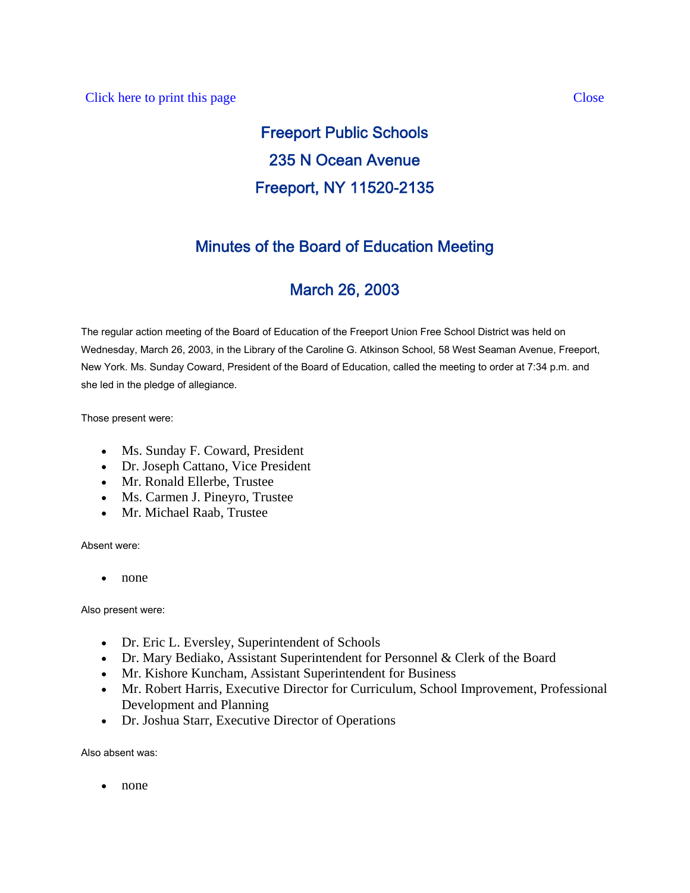Click here to print this page Close

# Freeport Public Schools

## 235 N Ocean Avenue

## Freeport, NY 11520-2135

## Minutes of the Board of Education Meeting

## March 26, 2003

The regular action meeting of the Board of Education of the Freeport Union Free School District was held on Wednesday, March 26, 2003, in the Library of the Caroline G. Atkinson School, 58 West Seaman Avenue, Freeport, New York. Ms. Sunday Coward, President of the Board of Education, called the meeting to order at 7:34 p.m. and she led in the pledge of allegiance.

Those present were:

- Ms. Sunday F. Coward, President
- Dr. Joseph Cattano, Vice President
- Mr. Ronald Ellerbe, Trustee
- Ms. Carmen J. Pineyro, Trustee
- Mr. Michael Raab, Trustee

Absent were:

- none

Also present were:

- Dr. Eric L. Eversley, Superintendent of Schools
- Dr. Mary Bediako, Assistant Superintendent for Personnel & Clerk of the Board
- Mr. Kishore Kuncham, Assistant Superintendent for Business
- Mr. Robert Harris, Executive Director for Curriculum, School Improvement, Professional Development and Planning
- Dr. Joshua Starr, Executive Director of Operations

Also absent was:

- none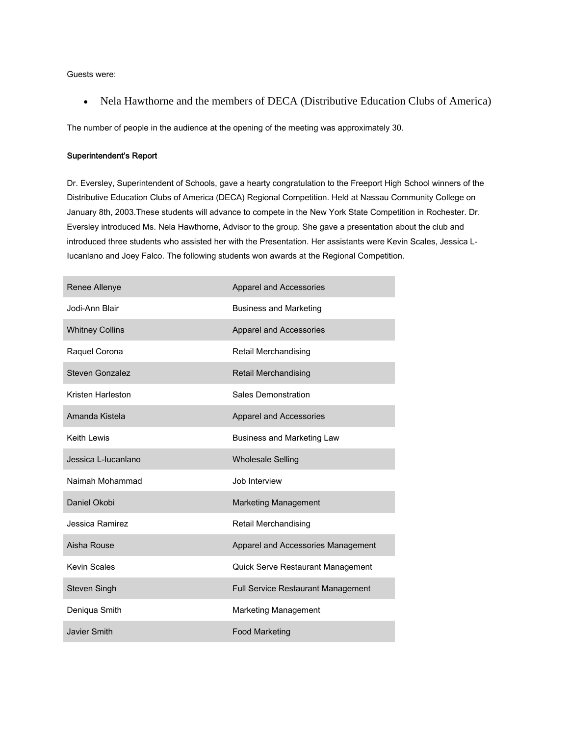Guests were:

- Nela Hawthorne and the members of DECA (Distributive Education Clubs of America)

The number of people in the audience at the opening of the meeting was approximately 30.

**Superintendent's Report**

Dr. Eversley, Superintendent of Schools, gave a hearty congratulation to the Freeport High School winners of the Distributive Education Clubs of America (DECA) Regional Competition. Held at Nassau Community College on January 8th, 2003.These students will advance to compete in the New York State Competition in Rochester. Dr. Eversley introduced Ms. Nela Hawthorne, Advisor to the group. She gave a presentation about the club and introduced three students who assisted her with the Presentation. Her assistants were Kevin Scales, Jessica L-Iucanlano and Joey Falco. The following students won awards at the Regional Competition.

| | |
|---|---|
| Renee Allenye | Apparel and Accessories |
| Jodi-Ann Blair | Business and Marketing |
| Whitney Collins | Apparel and Accessories |
| Raquel Corona | Retail Merchandising |
| Steven Gonzalez | Retail Merchandising |
| Kristen Harleston | Sales Demonstration |
| Amanda Kistela | Apparel and Accessories |
| Keith Lewis | Business and Marketing Law |
| Jessica L-Iucanlano | Wholesale Selling |
| Naimah Mohammad | Job Interview |
| Daniel Okobi | Marketing Management |
| Jessica Ramirez | Retail Merchandising |
| Aisha Rouse | Apparel and Accessories Management |
| Kevin Scales | Quick Serve Restaurant Management |
| Steven Singh | Full Service Restaurant Management |
| Deniqua Smith | Marketing Management |
| Javier Smith | Food Marketing |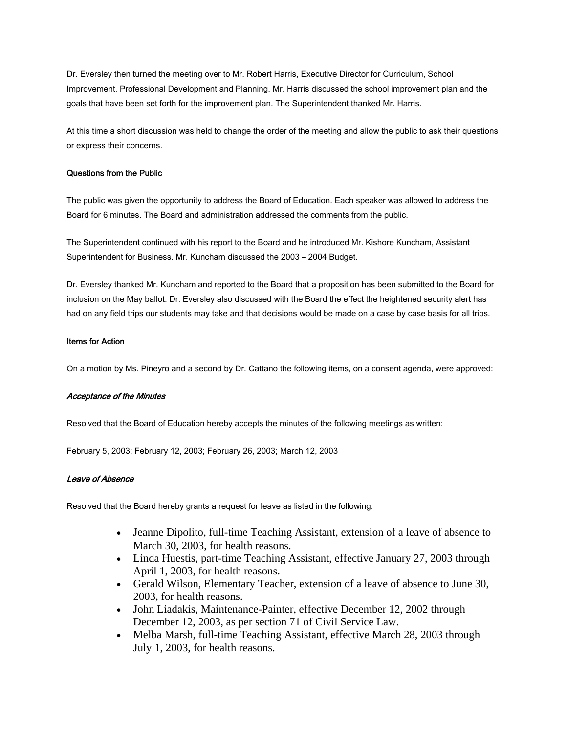Dr. Eversley then turned the meeting over to Mr. Robert Harris, Executive Director for Curriculum, School Improvement, Professional Development and Planning. Mr. Harris discussed the school improvement plan and the goals that have been set forth for the improvement plan. The Superintendent thanked Mr. Harris.

At this time a short discussion was held to change the order of the meeting and allow the public to ask their questions or express their concerns.

### Questions from the Public

The public was given the opportunity to address the Board of Education. Each speaker was allowed to address the Board for 6 minutes. The Board and administration addressed the comments from the public.

The Superintendent continued with his report to the Board and he introduced Mr. Kishore Kuncham, Assistant Superintendent for Business. Mr. Kuncham discussed the 2003 – 2004 Budget.

Dr. Eversley thanked Mr. Kuncham and reported to the Board that a proposition has been submitted to the Board for inclusion on the May ballot. Dr. Eversley also discussed with the Board the effect the heightened security alert has had on any field trips our students may take and that decisions would be made on a case by case basis for all trips.

### Items for Action

On a motion by Ms. Pineyro and a second by Dr. Cattano the following items, on a consent agenda, were approved:

#### *Acceptance of the Minutes*

Resolved that the Board of Education hereby accepts the minutes of the following meetings as written:

February 5, 2003; February 12, 2003; February 26, 2003; March 12, 2003

#### *Leave of Absence*

Resolved that the Board hereby grants a request for leave as listed in the following:

- Jeanne Dipolito, full-time Teaching Assistant, extension of a leave of absence to March 30, 2003, for health reasons.
- Linda Huestis, part-time Teaching Assistant, effective January 27, 2003 through April 1, 2003, for health reasons.
- Gerald Wilson, Elementary Teacher, extension of a leave of absence to June 30, 2003, for health reasons.
- John Liadakis, Maintenance-Painter, effective December 12, 2002 through December 12, 2003, as per section 71 of Civil Service Law.
- Melba Marsh, full-time Teaching Assistant, effective March 28, 2003 through July 1, 2003, for health reasons.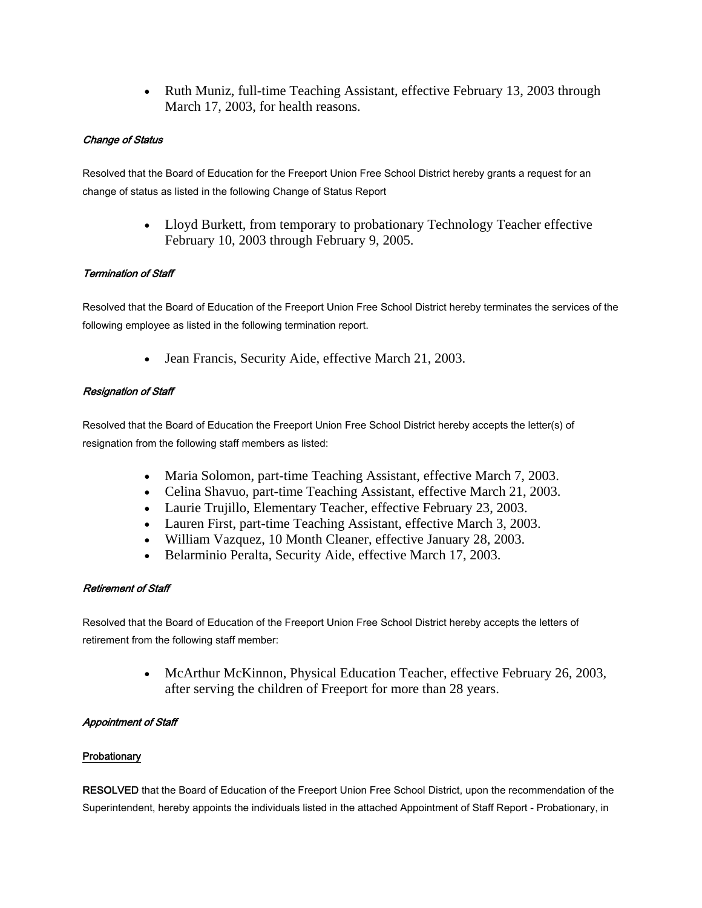- Ruth Muniz, full-time Teaching Assistant, effective February 13, 2003 through March 17, 2003, for health reasons.

***Change of Status***

Resolved that the Board of Education for the Freeport Union Free School District hereby grants a request for an change of status as listed in the following Change of Status Report

- Lloyd Burkett, from temporary to probationary Technology Teacher effective February 10, 2003 through February 9, 2005.

***Termination of Staff***

Resolved that the Board of Education of the Freeport Union Free School District hereby terminates the services of the following employee as listed in the following termination report.

- Jean Francis, Security Aide, effective March 21, 2003.

***Resignation of Staff***

Resolved that the Board of Education the Freeport Union Free School District hereby accepts the letter(s) of resignation from the following staff members as listed:

- Maria Solomon, part-time Teaching Assistant, effective March 7, 2003.
- Celina Shavuo, part-time Teaching Assistant, effective March 21, 2003.
- Laurie Trujillo, Elementary Teacher, effective February 23, 2003.
- Lauren First, part-time Teaching Assistant, effective March 3, 2003.
- William Vazquez, 10 Month Cleaner, effective January 28, 2003.
- Belarminio Peralta, Security Aide, effective March 17, 2003.

***Retirement of Staff***

Resolved that the Board of Education of the Freeport Union Free School District hereby accepts the letters of retirement from the following staff member:

- McArthur McKinnon, Physical Education Teacher, effective February 26, 2003, after serving the children of Freeport for more than 28 years.

***Appointment of Staff***

<u>Probationary</u>

**RESOLVED** that the Board of Education of the Freeport Union Free School District, upon the recommendation of the Superintendent, hereby appoints the individuals listed in the attached Appointment of Staff Report - Probationary, in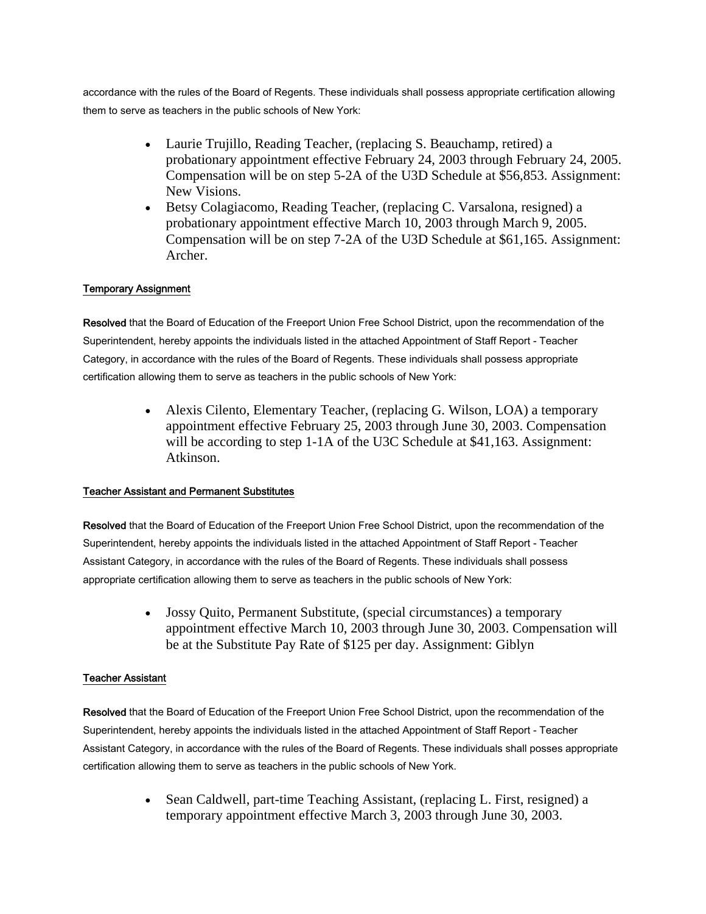accordance with the rules of the Board of Regents. These individuals shall possess appropriate certification allowing them to serve as teachers in the public schools of New York:

- Laurie Trujillo, Reading Teacher, (replacing S. Beauchamp, retired) a probationary appointment effective February 24, 2003 through February 24, 2005. Compensation will be on step 5-2A of the U3D Schedule at $56,853. Assignment: New Visions.
- Betsy Colagiacomo, Reading Teacher, (replacing C. Varsalona, resigned) a probationary appointment effective March 10, 2003 through March 9, 2005. Compensation will be on step 7-2A of the U3D Schedule at $61,165. Assignment: Archer.

#### Temporary Assignment

**Resolved** that the Board of Education of the Freeport Union Free School District, upon the recommendation of the Superintendent, hereby appoints the individuals listed in the attached Appointment of Staff Report - Teacher Category, in accordance with the rules of the Board of Regents. These individuals shall possess appropriate certification allowing them to serve as teachers in the public schools of New York:

- Alexis Cilento, Elementary Teacher, (replacing G. Wilson, LOA) a temporary appointment effective February 25, 2003 through June 30, 2003. Compensation will be according to step 1-1A of the U3C Schedule at $41,163. Assignment: Atkinson.

#### Teacher Assistant and Permanent Substitutes

**Resolved** that the Board of Education of the Freeport Union Free School District, upon the recommendation of the Superintendent, hereby appoints the individuals listed in the attached Appointment of Staff Report - Teacher Assistant Category, in accordance with the rules of the Board of Regents. These individuals shall possess appropriate certification allowing them to serve as teachers in the public schools of New York:

- Jossy Quito, Permanent Substitute, (special circumstances) a temporary appointment effective March 10, 2003 through June 30, 2003. Compensation will be at the Substitute Pay Rate of $125 per day. Assignment: Giblyn

#### Teacher Assistant

**Resolved** that the Board of Education of the Freeport Union Free School District, upon the recommendation of the Superintendent, hereby appoints the individuals listed in the attached Appointment of Staff Report - Teacher Assistant Category, in accordance with the rules of the Board of Regents. These individuals shall posses appropriate certification allowing them to serve as teachers in the public schools of New York.

- Sean Caldwell, part-time Teaching Assistant, (replacing L. First, resigned) a temporary appointment effective March 3, 2003 through June 30, 2003.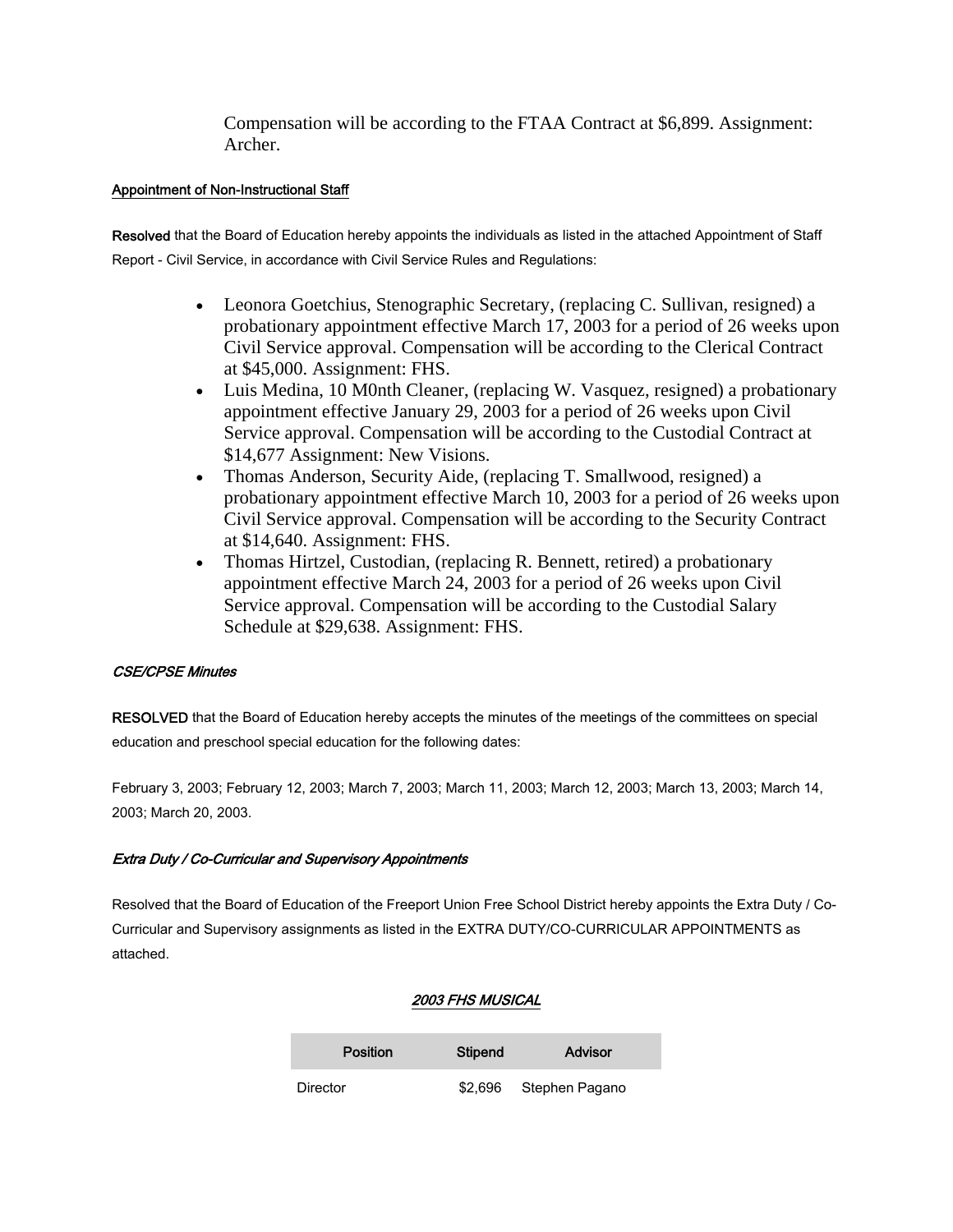Compensation will be according to the FTAA Contract at $6,899. Assignment: Archer.

<u>Appointment of Non-Instructional Staff</u>

**Resolved** that the Board of Education hereby appoints the individuals as listed in the attached Appointment of Staff Report - Civil Service, in accordance with Civil Service Rules and Regulations:

- Leonora Goetchius, Stenographic Secretary, (replacing C. Sullivan, resigned) a probationary appointment effective March 17, 2003 for a period of 26 weeks upon Civil Service approval. Compensation will be according to the Clerical Contract at $45,000. Assignment: FHS.
- Luis Medina, 10 M0nth Cleaner, (replacing W. Vasquez, resigned) a probationary appointment effective January 29, 2003 for a period of 26 weeks upon Civil Service approval. Compensation will be according to the Custodial Contract at $14,677 Assignment: New Visions.
- Thomas Anderson, Security Aide, (replacing T. Smallwood, resigned) a probationary appointment effective March 10, 2003 for a period of 26 weeks upon Civil Service approval. Compensation will be according to the Security Contract at $14,640. Assignment: FHS.
- Thomas Hirtzel, Custodian, (replacing R. Bennett, retired) a probationary appointment effective March 24, 2003 for a period of 26 weeks upon Civil Service approval. Compensation will be according to the Custodial Salary Schedule at $29,638. Assignment: FHS.

*CSE/CPSE Minutes*

**RESOLVED** that the Board of Education hereby accepts the minutes of the meetings of the committees on special education and preschool special education for the following dates:

February 3, 2003; February 12, 2003; March 7, 2003; March 11, 2003; March 12, 2003; March 13, 2003; March 14, 2003; March 20, 2003.

*Extra Duty / Co-Curricular and Supervisory Appointments*

Resolved that the Board of Education of the Freeport Union Free School District hereby appoints the Extra Duty / Co-Curricular and Supervisory assignments as listed in the EXTRA DUTY/CO-CURRICULAR APPOINTMENTS as attached.

*<u>2003 FHS MUSICAL</u>*

| Position | Stipend | Advisor |
|---|---|---|
| Director | $2,696 | Stephen Pagano |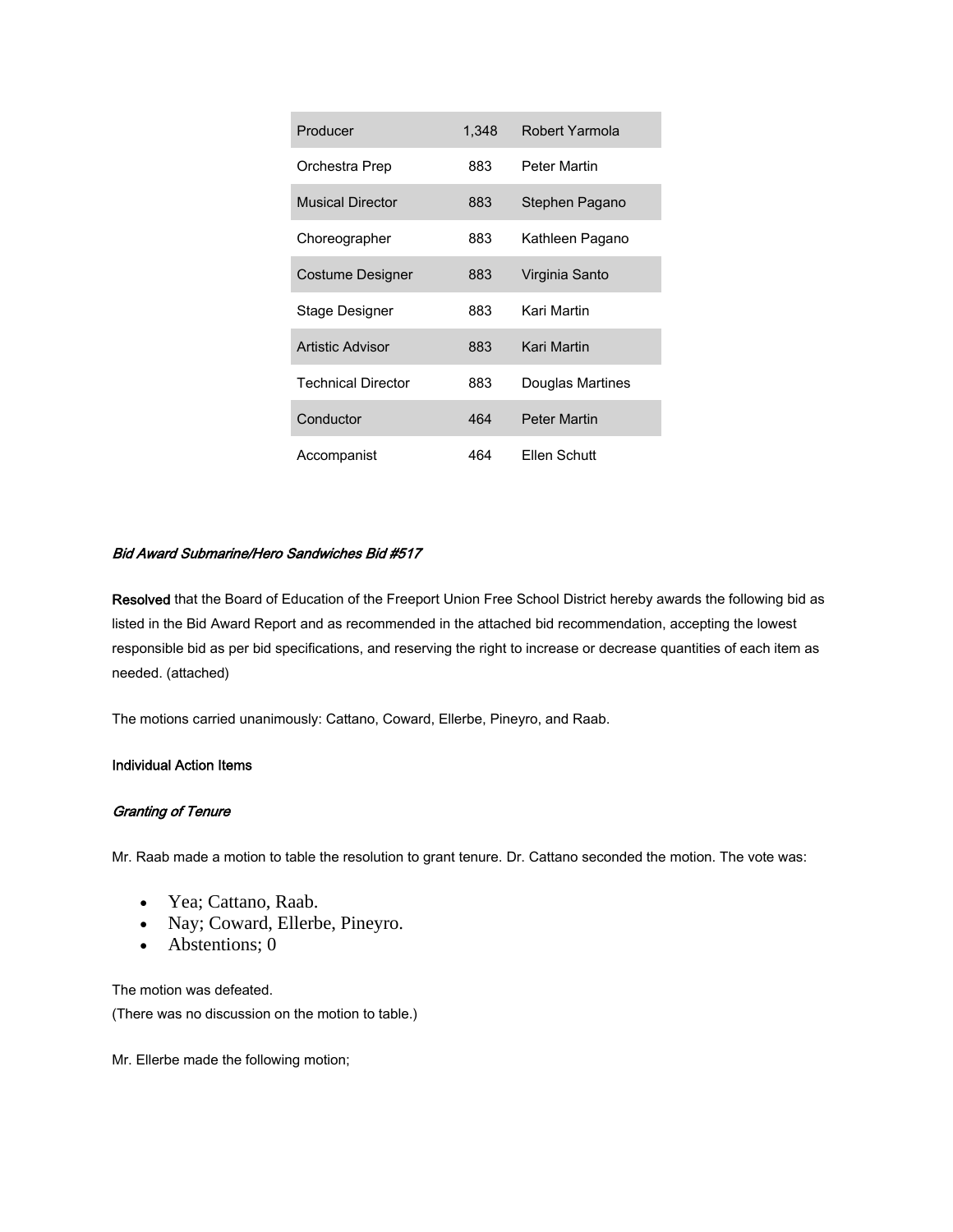| | | |
|---|---|---|
| Producer | 1,348 | Robert Yarmola |
| Orchestra Prep | 883 | Peter Martin |
| Musical Director | 883 | Stephen Pagano |
| Choreographer | 883 | Kathleen Pagano |
| Costume Designer | 883 | Virginia Santo |
| Stage Designer | 883 | Kari Martin |
| Artistic Advisor | 883 | Kari Martin |
| Technical Director | 883 | Douglas Martines |
| Conductor | 464 | Peter Martin |
| Accompanist | 464 | Ellen Schutt |

*Bid Award Submarine/Hero Sandwiches Bid #517*

**Resolved** that the Board of Education of the Freeport Union Free School District hereby awards the following bid as listed in the Bid Award Report and as recommended in the attached bid recommendation, accepting the lowest responsible bid as per bid specifications, and reserving the right to increase or decrease quantities of each item as needed. (attached)

The motions carried unanimously: Cattano, Coward, Ellerbe, Pineyro, and Raab.

**Individual Action Items**

*Granting of Tenure*

Mr. Raab made a motion to table the resolution to grant tenure. Dr. Cattano seconded the motion. The vote was:

- Yea; Cattano, Raab.
- Nay; Coward, Ellerbe, Pineyro.
- Abstentions; 0

The motion was defeated.
(There was no discussion on the motion to table.)

Mr. Ellerbe made the following motion;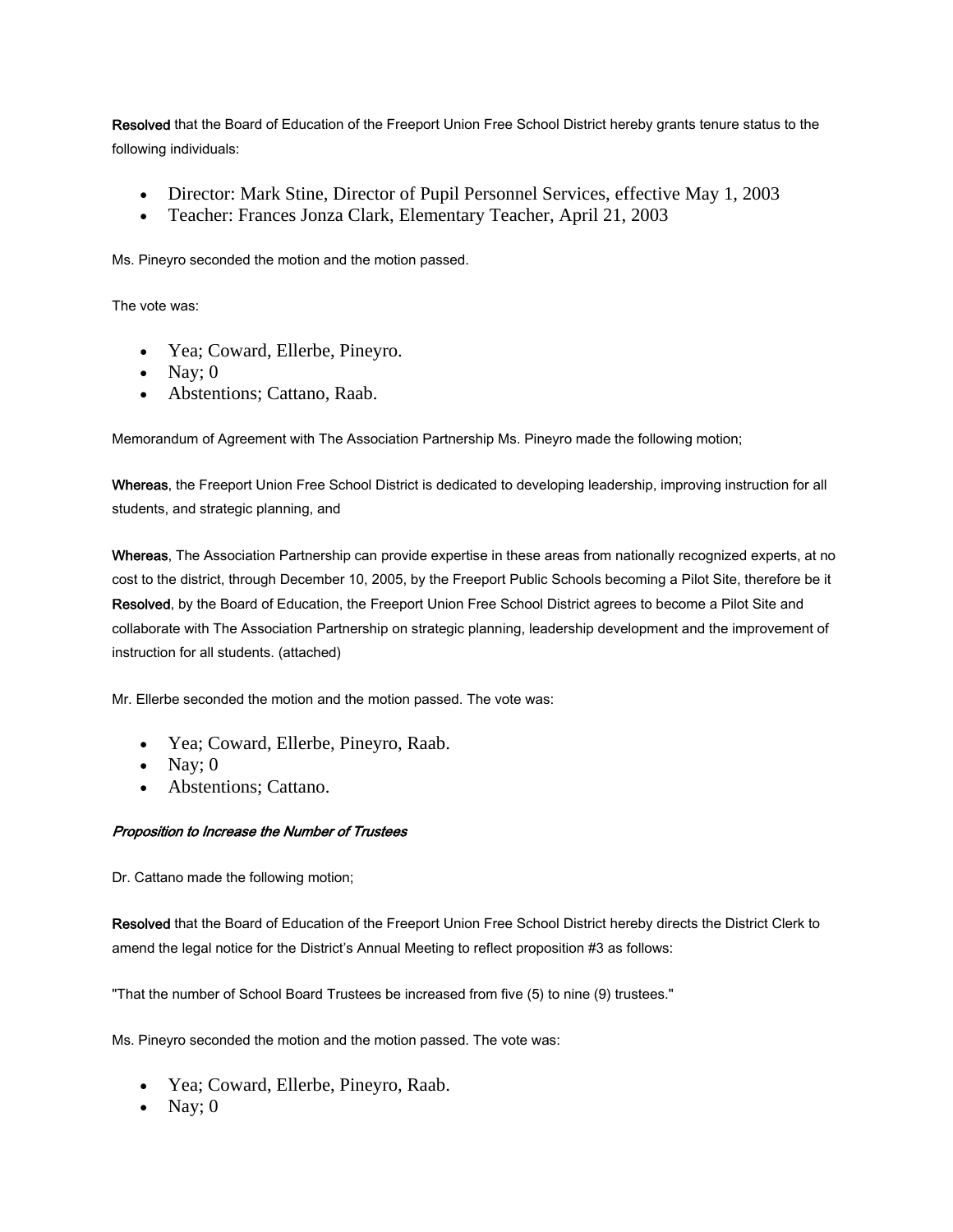**Resolved** that the Board of Education of the Freeport Union Free School District hereby grants tenure status to the following individuals:

- Director: Mark Stine, Director of Pupil Personnel Services, effective May 1, 2003
- Teacher: Frances Jonza Clark, Elementary Teacher, April 21, 2003

Ms. Pineyro seconded the motion and the motion passed.

The vote was:

- Yea; Coward, Ellerbe, Pineyro.
- Nay; 0
- Abstentions; Cattano, Raab.

Memorandum of Agreement with The Association Partnership Ms. Pineyro made the following motion;

**Whereas**, the Freeport Union Free School District is dedicated to developing leadership, improving instruction for all students, and strategic planning, and

**Whereas**, The Association Partnership can provide expertise in these areas from nationally recognized experts, at no cost to the district, through December 10, 2005, by the Freeport Public Schools becoming a Pilot Site, therefore be it **Resolved**, by the Board of Education, the Freeport Union Free School District agrees to become a Pilot Site and collaborate with The Association Partnership on strategic planning, leadership development and the improvement of instruction for all students. (attached)

Mr. Ellerbe seconded the motion and the motion passed. The vote was:

- Yea; Coward, Ellerbe, Pineyro, Raab.
- Nay; 0
- Abstentions; Cattano.

***Proposition to Increase the Number of Trustees***

Dr. Cattano made the following motion;

**Resolved** that the Board of Education of the Freeport Union Free School District hereby directs the District Clerk to amend the legal notice for the District's Annual Meeting to reflect proposition #3 as follows:

"That the number of School Board Trustees be increased from five (5) to nine (9) trustees."

Ms. Pineyro seconded the motion and the motion passed. The vote was:

- Yea; Coward, Ellerbe, Pineyro, Raab.
- Nay; 0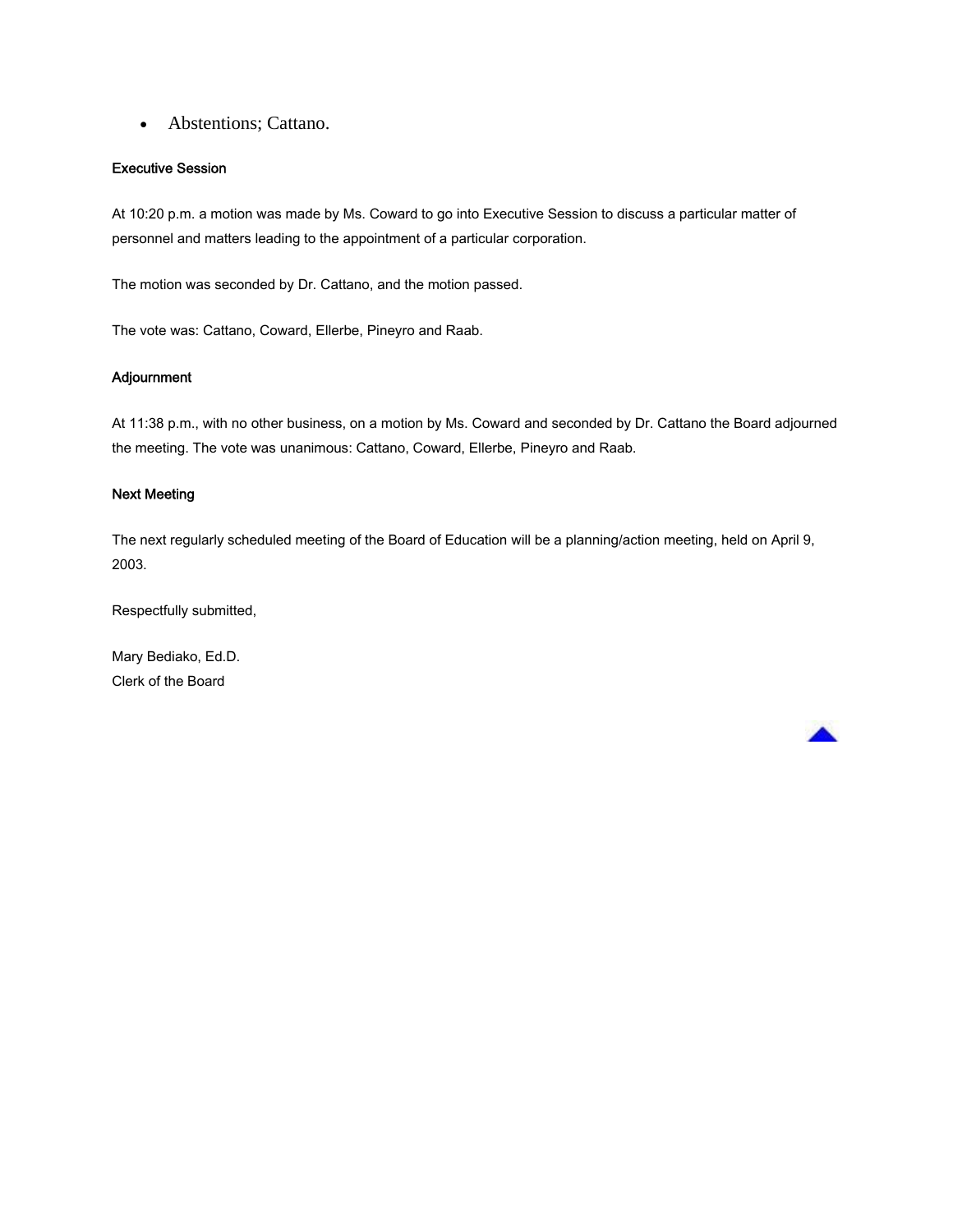- Abstentions; Cattano.

**Executive Session**

At 10:20 p.m. a motion was made by Ms. Coward to go into Executive Session to discuss a particular matter of personnel and matters leading to the appointment of a particular corporation.

The motion was seconded by Dr. Cattano, and the motion passed.

The vote was: Cattano, Coward, Ellerbe, Pineyro and Raab.

**Adjournment**

At 11:38 p.m., with no other business, on a motion by Ms. Coward and seconded by Dr. Cattano the Board adjourned the meeting. The vote was unanimous: Cattano, Coward, Ellerbe, Pineyro and Raab.

**Next Meeting**

The next regularly scheduled meeting of the Board of Education will be a planning/action meeting, held on April 9, 2003.

Respectfully submitted,

Mary Bediako, Ed.D.
Clerk of the Board